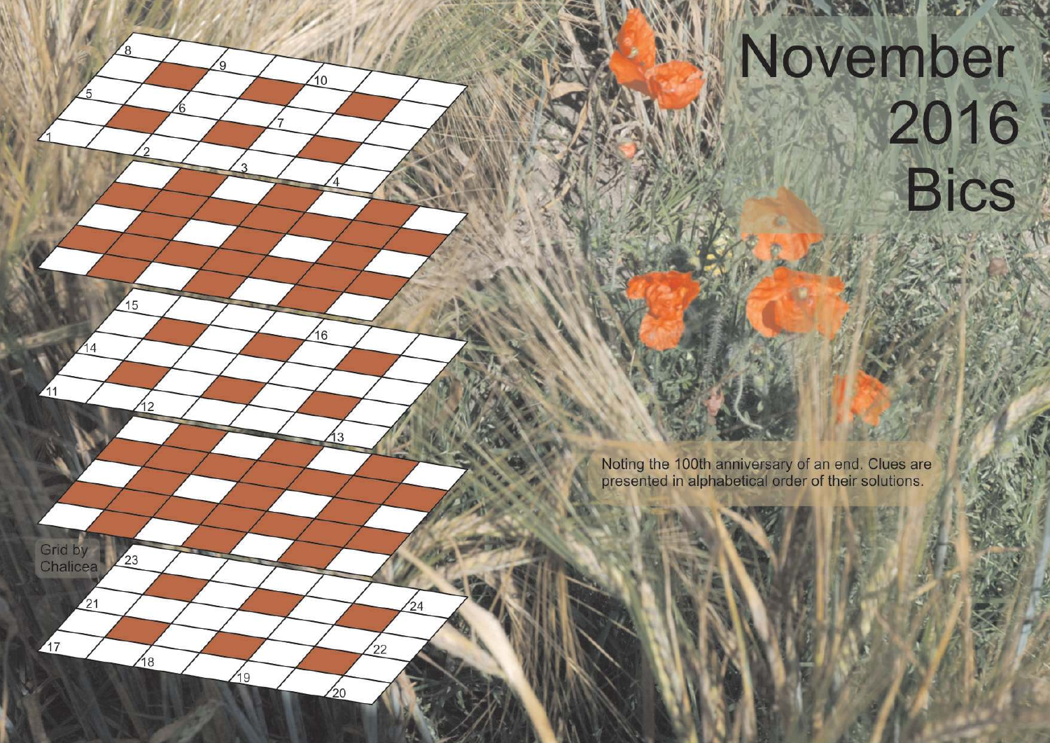# November 2016 Bics

Noting the 100th anniversary of an end. Clues are presented in alphabetical order of their solutions.

Grid by Chalicea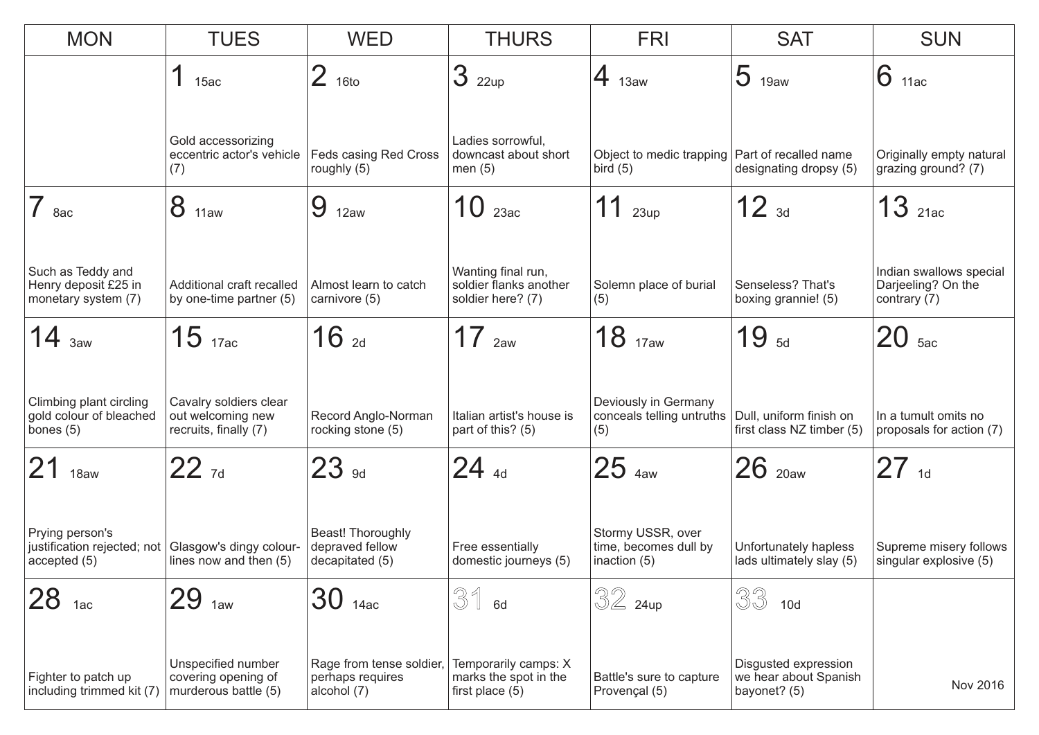| MON | TUES | WED | THURS | FRI | SAT | SUN |
|---|---|---|---|---|---|---|
| | 1 15ac Gold accessorizing eccentric actor's vehicle (7) | 2 16to Feds casing Red Cross roughly (5) | 3 22up Ladies sorrowful, downcast about short men (5) | 4 13aw Object to medic trapping bird (5) | 5 19aw Part of recalled name designating dropsy (5) | 6 11ac Originally empty natural grazing ground? (7) |
| 7 8ac Such as Teddy and Henry deposit £25 in monetary system (7) | 8 11aw Additional craft recalled by one-time partner (5) | 9 12aw Almost learn to catch carnivore (5) | 10 23ac Wanting final run, soldier flanks another soldier here? (7) | 11 23up Solemn place of burial (5) | 12 3d Senseless? That's boxing grannie! (5) | 13 21ac Indian swallows special Darjeeling? On the contrary (7) |
| 14 3aw Climbing plant circling gold colour of bleached bones (5) | 15 17ac Cavalry soldiers clear out welcoming new recruits, finally (7) | 16 2d Record Anglo-Norman rocking stone (5) | 17 2aw Italian artist's house is part of this? (5) | 18 17aw Deviously in Germany conceals telling untruths (5) | 19 5d Dull, uniform finish on first class NZ timber (5) | 20 5ac In a tumult omits no proposals for action (7) |
| 21 18aw Prying person's justification rejected; not accepted (5) | 22 7d Glasgow's dingy colour-lines now and then (5) | 23 9d Beast! Thoroughly depraved fellow decapitated (5) | 24 4d Free essentially domestic journeys (5) | 25 4aw Stormy USSR, over time, becomes dull by inaction (5) | 26 20aw Unfortunately hapless lads ultimately slay (5) | 27 1d Supreme misery follows singular explosive (5) |
| 28 1ac Fighter to patch up including trimmed kit (7) | 29 1aw Unspecified number covering opening of murderous battle (5) | 30 14ac Rage from tense soldier, perhaps requires alcohol (7) | 31 6d Temporarily camps: X marks the spot in the first place (5) | 32 24up Battle's sure to capture Provençal (5) | 33 10d Disgusted expression we hear about Spanish bayonet? (5) | Nov 2016 |